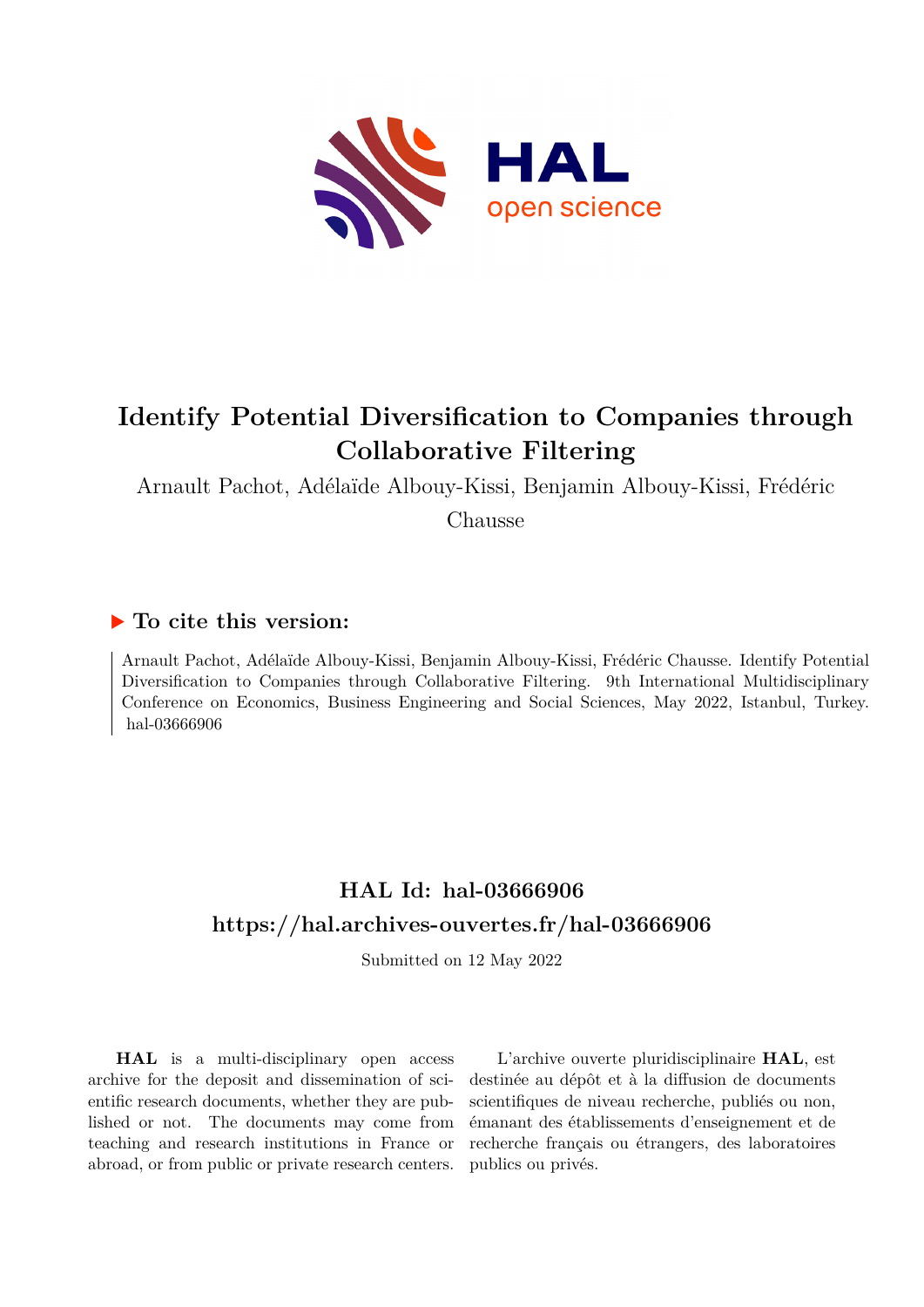# Identify Potential Diversification to Companies through Collaborative Filtering

Arnault Pachot, Adélaïde Albouy-Kissi, Benjamin Albouy-Kissi, Frédéric Chausse

## ▶ To cite this version:

Arnault Pachot, Adélaïde Albouy-Kissi, Benjamin Albouy-Kissi, Frédéric Chausse. Identify Potential Diversification to Companies through Collaborative Filtering. 9th International Multidisciplinary Conference on Economics, Business Engineering and Social Sciences, May 2022, Istanbul, Turkey. hal-03666906

## HAL Id: hal-03666906
## https://hal.archives-ouvertes.fr/hal-03666906

Submitted on 12 May 2022

**HAL** is a multi-disciplinary open access archive for the deposit and dissemination of scientific research documents, whether they are published or not. The documents may come from teaching and research institutions in France or abroad, or from public or private research centers.

L'archive ouverte pluridisciplinaire **HAL**, est destinée au dépôt et à la diffusion de documents scientifiques de niveau recherche, publiés ou non, émanant des établissements d'enseignement et de recherche français ou étrangers, des laboratoires publics ou privés.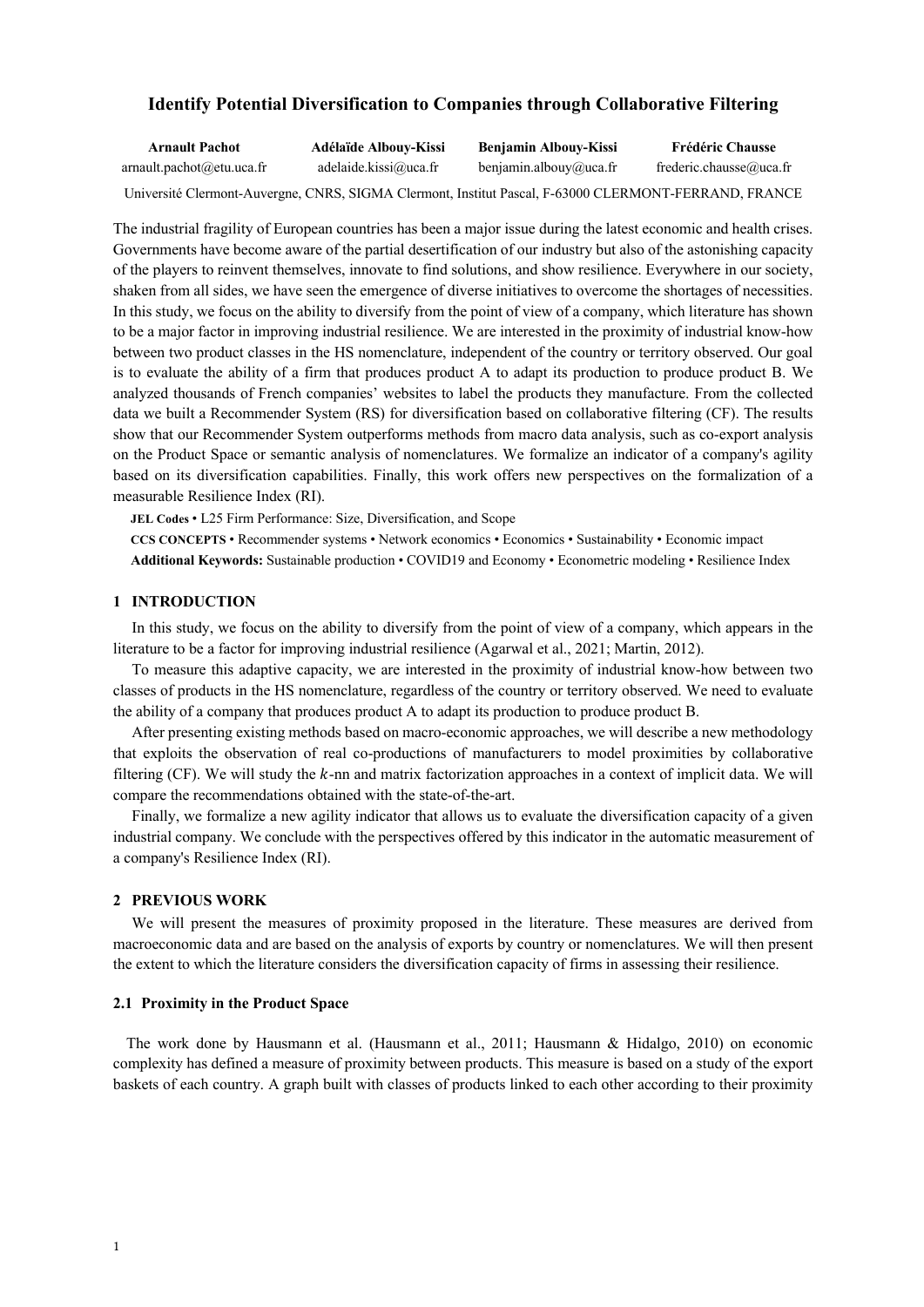# Identify Potential Diversification to Companies through Collaborative Filtering

**Arnault Pachot** arnault.pachot@etu.uca.fr

**Adélaïde Albouy-Kissi** adelaide.kissi@uca.fr

**Benjamin Albouy-Kissi** benjamin.albouy@uca.fr

**Frédéric Chausse** frederic.chausse@uca.fr

Université Clermont-Auvergne, CNRS, SIGMA Clermont, Institut Pascal, F-63000 CLERMONT-FERRAND, FRANCE

The industrial fragility of European countries has been a major issue during the latest economic and health crises. Governments have become aware of the partial desertification of our industry but also of the astonishing capacity of the players to reinvent themselves, innovate to find solutions, and show resilience. Everywhere in our society, shaken from all sides, we have seen the emergence of diverse initiatives to overcome the shortages of necessities. In this study, we focus on the ability to diversify from the point of view of a company, which literature has shown to be a major factor in improving industrial resilience. We are interested in the proximity of industrial know-how between two product classes in the HS nomenclature, independent of the country or territory observed. Our goal is to evaluate the ability of a firm that produces product A to adapt its production to produce product B. We analyzed thousands of French companies' websites to label the products they manufacture. From the collected data we built a Recommender System (RS) for diversification based on collaborative filtering (CF). The results show that our Recommender System outperforms methods from macro data analysis, such as co-export analysis on the Product Space or semantic analysis of nomenclatures. We formalize an indicator of a company's agility based on its diversification capabilities. Finally, this work offers new perspectives on the formalization of a measurable Resilience Index (RI).

**JEL Codes** • L25 Firm Performance: Size, Diversification, and Scope

**CCS CONCEPTS** • Recommender systems • Network economics • Economics • Sustainability • Economic impact

**Additional Keywords:** Sustainable production • COVID19 and Economy • Econometric modeling • Resilience Index

## 1 INTRODUCTION

In this study, we focus on the ability to diversify from the point of view of a company, which appears in the literature to be a factor for improving industrial resilience (Agarwal et al., 2021; Martin, 2012).

To measure this adaptive capacity, we are interested in the proximity of industrial know-how between two classes of products in the HS nomenclature, regardless of the country or territory observed. We need to evaluate the ability of a company that produces product A to adapt its production to produce product B.

After presenting existing methods based on macro-economic approaches, we will describe a new methodology that exploits the observation of real co-productions of manufacturers to model proximities by collaborative filtering (CF). We will study the $k$-nn and matrix factorization approaches in a context of implicit data. We will compare the recommendations obtained with the state-of-the-art.

Finally, we formalize a new agility indicator that allows us to evaluate the diversification capacity of a given industrial company. We conclude with the perspectives offered by this indicator in the automatic measurement of a company's Resilience Index (RI).

## 2 PREVIOUS WORK

We will present the measures of proximity proposed in the literature. These measures are derived from macroeconomic data and are based on the analysis of exports by country or nomenclatures. We will then present the extent to which the literature considers the diversification capacity of firms in assessing their resilience.

### 2.1 Proximity in the Product Space

The work done by Hausmann et al. (Hausmann et al., 2011; Hausmann & Hidalgo, 2010) on economic complexity has defined a measure of proximity between products. This measure is based on a study of the export baskets of each country. A graph built with classes of products linked to each other according to their proximity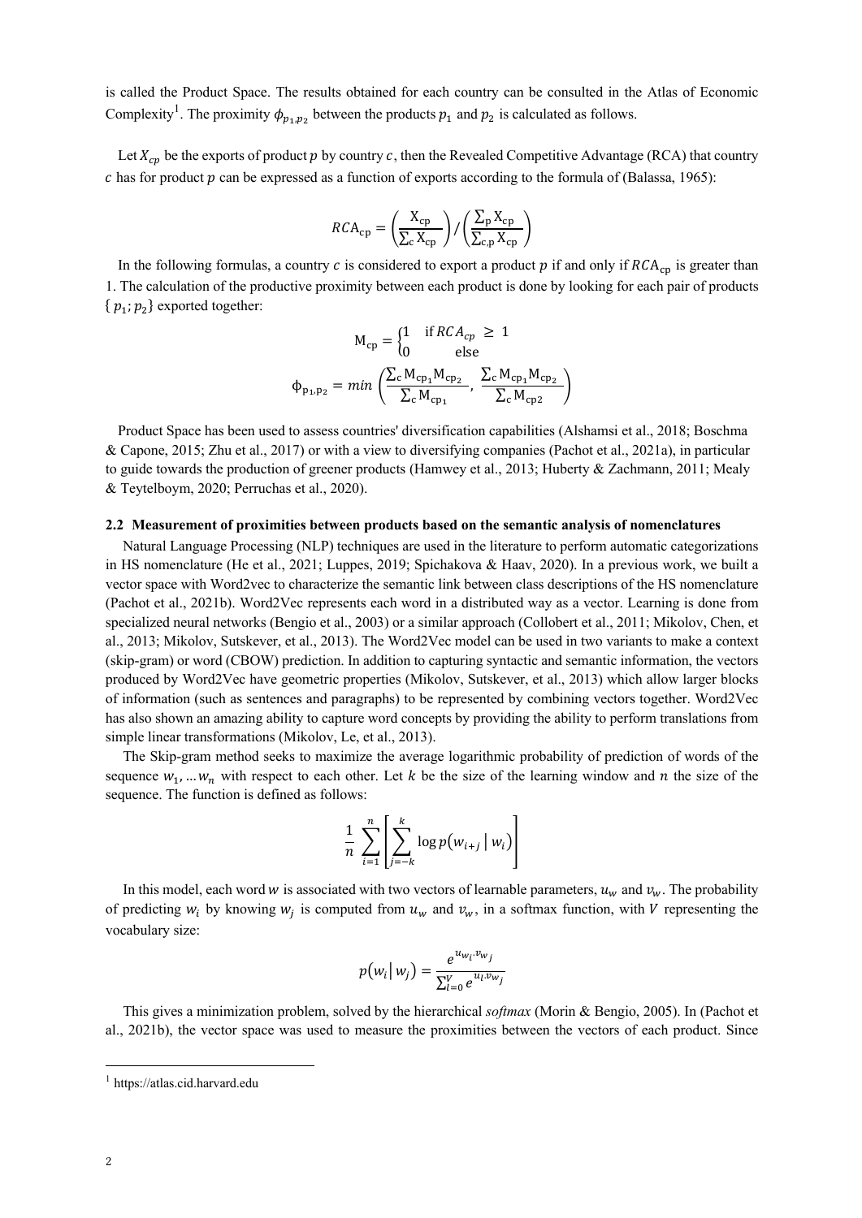is called the Product Space. The results obtained for each country can be consulted in the Atlas of Economic Complexity[1]. The proximity $\phi_{p_1,p_2}$ between the products $p_1$ and $p_2$ is calculated as follows.

Let $X_{cp}$ be the exports of product $p$ by country $c$, then the Revealed Competitive Advantage (RCA) that country $c$ has for product $p$ can be expressed as a function of exports according to the formula of (Balassa, 1965):

$$RCA_{\mathrm{cp}} = \left(\frac{\mathrm{X_{cp}}}{\sum_{\mathrm{c}} \mathrm{X_{cp}}}\right) / \left(\frac{\sum_{\mathrm{p}} \mathrm{X_{cp}}}{\sum_{\mathrm{c,p}} \mathrm{X_{cp}}}\right)$$

In the following formulas, a country $c$ is considered to export a product $p$ if and only if $RCA_{\mathrm{cp}}$ is greater than 1. The calculation of the productive proximity between each product is done by looking for each pair of products $\{ p_1; p_2\}$ exported together:

$$\mathrm{M_{cp}} = \begin{cases} 1 & \text{if } RCA_{cp} \geq 1 \\ 0 & \text{else} \end{cases}$$

$$\phi_{\mathrm{p_1,p_2}} = min\left(\frac{\sum_{\mathrm{c}} \mathrm{M_{cp_1}} \mathrm{M_{cp_2}}}{\sum_{\mathrm{c}} \mathrm{M_{cp_1}}}, \frac{\sum_{\mathrm{c}} \mathrm{M_{cp_1}} \mathrm{M_{cp_2}}}{\sum_{\mathrm{c}} \mathrm{M_{cp2}}}\right)$$

Product Space has been used to assess countries' diversification capabilities (Alshamsi et al., 2018; Boschma & Capone, 2015; Zhu et al., 2017) or with a view to diversifying companies (Pachot et al., 2021a), in particular to guide towards the production of greener products (Hamwey et al., 2013; Huberty & Zachmann, 2011; Mealy & Teytelboym, 2020; Perruchas et al., 2020).

### 2.2 Measurement of proximities between products based on the semantic analysis of nomenclatures

Natural Language Processing (NLP) techniques are used in the literature to perform automatic categorizations in HS nomenclature (He et al., 2021; Luppes, 2019; Spichakova & Haav, 2020). In a previous work, we built a vector space with Word2vec to characterize the semantic link between class descriptions of the HS nomenclature (Pachot et al., 2021b). Word2Vec represents each word in a distributed way as a vector. Learning is done from specialized neural networks (Bengio et al., 2003) or a similar approach (Collobert et al., 2011; Mikolov, Chen, et al., 2013; Mikolov, Sutskever, et al., 2013). The Word2Vec model can be used in two variants to make a context (skip-gram) or word (CBOW) prediction. In addition to capturing syntactic and semantic information, the vectors produced by Word2Vec have geometric properties (Mikolov, Sutskever, et al., 2013) which allow larger blocks of information (such as sentences and paragraphs) to be represented by combining vectors together. Word2Vec has also shown an amazing ability to capture word concepts by providing the ability to perform translations from simple linear transformations (Mikolov, Le, et al., 2013).

The Skip-gram method seeks to maximize the average logarithmic probability of prediction of words of the sequence $w_1, \dots w_n$ with respect to each other. Let $k$ be the size of the learning window and $n$ the size of the sequence. The function is defined as follows:

$$\frac{1}{n} \sum_{i=1}^{n} \left[ \sum_{j=-k}^{k} \log p(w_{i+j} \mid w_i) \right]$$

In this model, each word $w$ is associated with two vectors of learnable parameters, $u_w$ and $v_w$. The probability of predicting $w_i$ by knowing $w_j$ is computed from $u_w$ and $v_w$, in a softmax function, with $V$ representing the vocabulary size:

$$p(w_i \mid w_j) = \frac{e^{u_{w_i} \cdot v_{w_j}}}{\sum_{l=0}^{V} e^{u_l \cdot v_{w_j}}}$$

This gives a minimization problem, solved by the hierarchical *softmax* (Morin & Bengio, 2005). In (Pachot et al., 2021b), the vector space was used to measure the proximities between the vectors of each product. Since

[1] https://atlas.cid.harvard.edu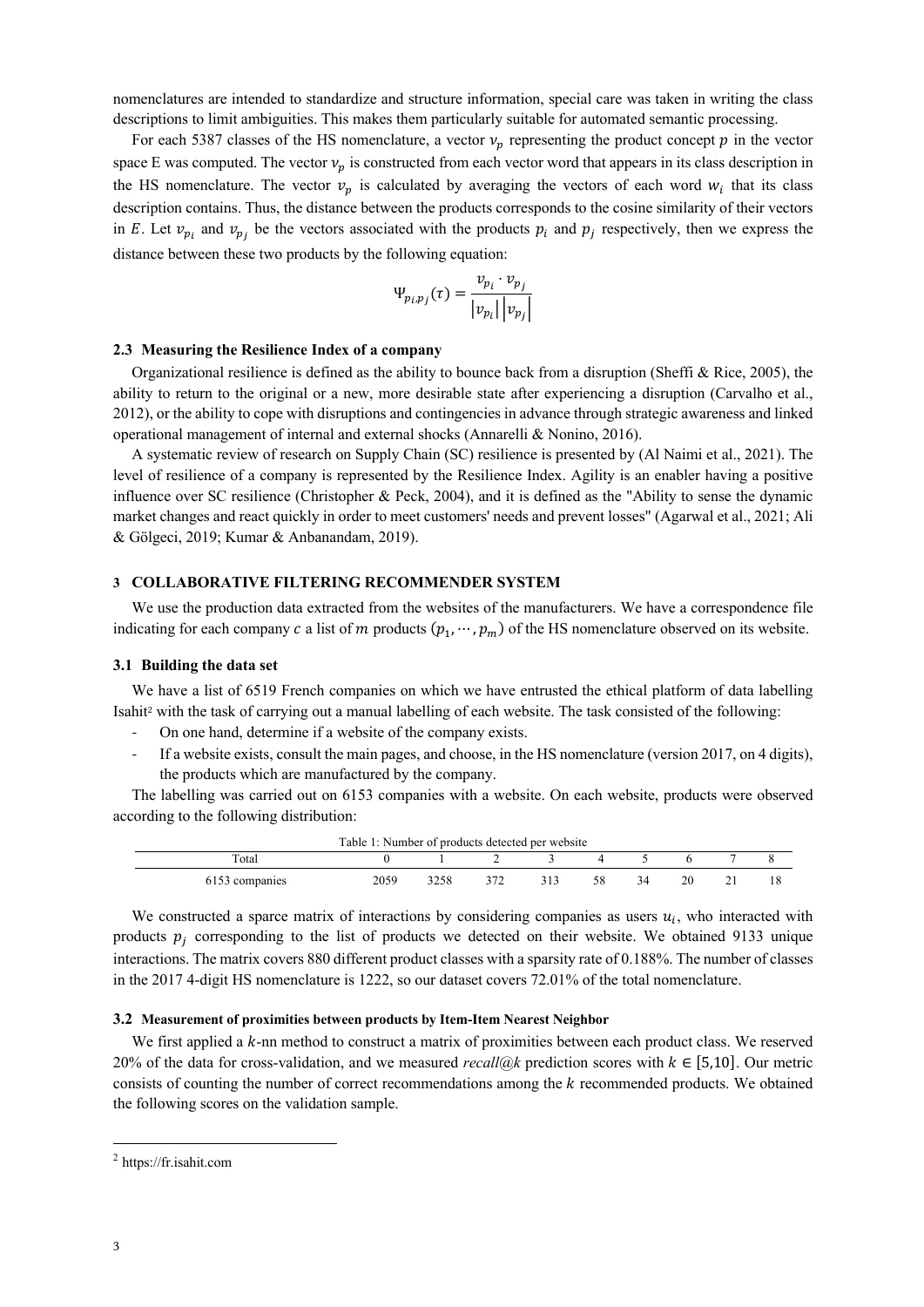nomenclatures are intended to standardize and structure information, special care was taken in writing the class descriptions to limit ambiguities. This makes them particularly suitable for automated semantic processing.

For each 5387 classes of the HS nomenclature, a vector $v_p$ representing the product concept $p$ in the vector space E was computed. The vector $v_p$ is constructed from each vector word that appears in its class description in the HS nomenclature. The vector $v_p$ is calculated by averaging the vectors of each word $w_i$ that its class description contains. Thus, the distance between the products corresponds to the cosine similarity of their vectors in $E$. Let $v_{p_i}$ and $v_{p_j}$ be the vectors associated with the products $p_i$ and $p_j$ respectively, then we express the distance between these two products by the following equation:

$$\Psi_{p_i p_j}(\tau) = \frac{v_{p_i} \cdot v_{p_j}}{|v_{p_i}||v_{p_j}|}$$

### 2.3 Measuring the Resilience Index of a company

Organizational resilience is defined as the ability to bounce back from a disruption (Sheffi & Rice, 2005), the ability to return to the original or a new, more desirable state after experiencing a disruption (Carvalho et al., 2012), or the ability to cope with disruptions and contingencies in advance through strategic awareness and linked operational management of internal and external shocks (Annarelli & Nonino, 2016).

A systematic review of research on Supply Chain (SC) resilience is presented by (Al Naimi et al., 2021). The level of resilience of a company is represented by the Resilience Index. Agility is an enabler having a positive influence over SC resilience (Christopher & Peck, 2004), and it is defined as the "Ability to sense the dynamic market changes and react quickly in order to meet customers' needs and prevent losses" (Agarwal et al., 2021; Ali & Gölgeci, 2019; Kumar & Anbanandam, 2019).

## 3 COLLABORATIVE FILTERING RECOMMENDER SYSTEM

We use the production data extracted from the websites of the manufacturers. We have a correspondence file indicating for each company $c$ a list of $m$ products $(p_1, \cdots, p_m)$ of the HS nomenclature observed on its website.

### 3.1 Building the data set

We have a list of 6519 French companies on which we have entrusted the ethical platform of data labelling Isahit[2] with the task of carrying out a manual labelling of each website. The task consisted of the following:

- On one hand, determine if a website of the company exists.
- If a website exists, consult the main pages, and choose, in the HS nomenclature (version 2017, on 4 digits), the products which are manufactured by the company.

The labelling was carried out on 6153 companies with a website. On each website, products were observed according to the following distribution:

Table 1: Number of products detected per website

| Total | 0 | 1 | 2 | 3 | 4 | 5 | 6 | 7 | 8 |
|---|---|---|---|---|---|---|---|---|---|
| 6153 companies | 2059 | 3258 | 372 | 313 | 58 | 34 | 20 | 21 | 18 |

We constructed a sparce matrix of interactions by considering companies as users $u_i$, who interacted with products $p_j$ corresponding to the list of products we detected on their website. We obtained 9133 unique interactions. The matrix covers 880 different product classes with a sparsity rate of 0.188%. The number of classes in the 2017 4-digit HS nomenclature is 1222, so our dataset covers 72.01% of the total nomenclature.

### 3.2 Measurement of proximities between products by Item-Item Nearest Neighbor

We first applied a $k$-nn method to construct a matrix of proximities between each product class. We reserved 20% of the data for cross-validation, and we measured *recall@k* prediction scores with $k \in [5,10]$. Our metric consists of counting the number of correct recommendations among the $k$ recommended products. We obtained the following scores on the validation sample.

[2] https://fr.isahit.com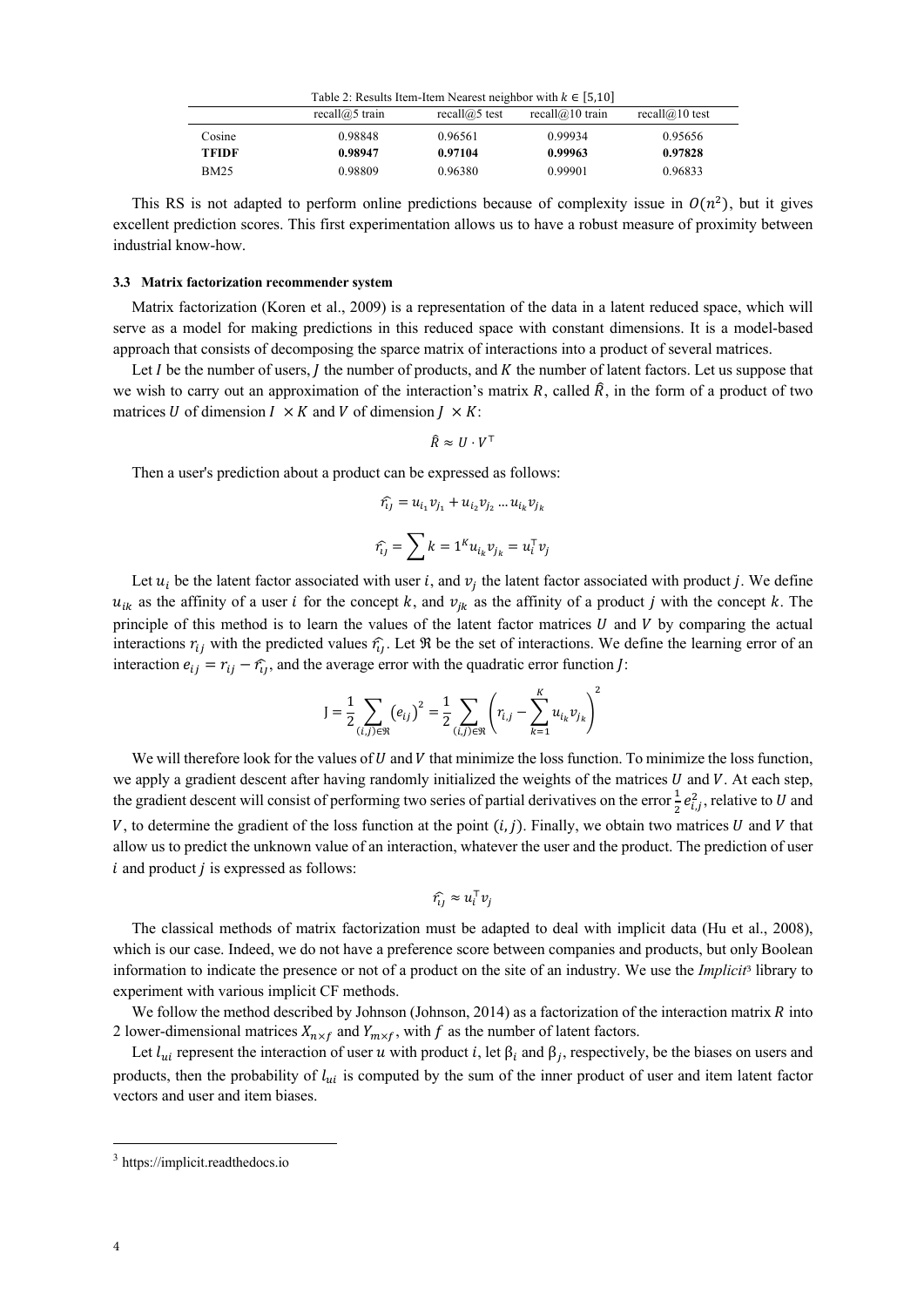Table 2: Results Item-Item Nearest neighbor with $k \in [5,10]$

| | recall@5 train | recall@5 test | recall@10 train | recall@10 test |
|---|---|---|---|---|
| Cosine | 0.98848 | 0.96561 | 0.99934 | 0.95656 |
| **TFIDF** | **0.98947** | **0.97104** | **0.99963** | **0.97828** |
| BM25 | 0.98809 | 0.96380 | 0.99901 | 0.96833 |

This RS is not adapted to perform online predictions because of complexity issue in $O(n^2)$, but it gives excellent prediction scores. This first experimentation allows us to have a robust measure of proximity between industrial know-how.

### 3.3 Matrix factorization recommender system

Matrix factorization (Koren et al., 2009) is a representation of the data in a latent reduced space, which will serve as a model for making predictions in this reduced space with constant dimensions. It is a model-based approach that consists of decomposing the sparce matrix of interactions into a product of several matrices.

Let $I$ be the number of users, $J$ the number of products, and $K$ the number of latent factors. Let us suppose that we wish to carry out an approximation of the interaction's matrix $R$, called $\hat{R}$, in the form of a product of two matrices $U$ of dimension $I \times K$ and $V$ of dimension $J \times K$:

$$\hat{R} \approx U \cdot V^{\top}$$

Then a user's prediction about a product can be expressed as follows:

$$\widehat{r_{iJ}} = u_{i_1}v_{j_1} + u_{i_2}v_{j_2} \dots u_{i_k}v_{j_k}$$

$$\widehat{r_{iJ}} = \sum k = 1^K u_{i_k}v_{j_k} = u_i^{\top}v_j$$

Let $u_i$ be the latent factor associated with user $i$, and $v_j$ the latent factor associated with product $j$. We define $u_{ik}$ as the affinity of a user $i$ for the concept $k$, and $v_{jk}$ as the affinity of a product $j$ with the concept $k$. The principle of this method is to learn the values of the latent factor matrices $U$ and $V$ by comparing the actual interactions $r_{ij}$ with the predicted values $\widehat{r_{iJ}}$. Let $\mathfrak{R}$ be the set of interactions. We define the learning error of an interaction $e_{ij} = r_{ij} - \widehat{r_{iJ}}$, and the average error with the quadratic error function $J$:

$$\mathrm{J} = \frac{1}{2}\sum_{(i,j)\in\mathfrak{R}} \left(e_{ij}\right)^2 = \frac{1}{2}\sum_{(i,j)\in\mathfrak{R}} \left(r_{i,j} - \sum_{k=1}^{K} u_{i_k}v_{j_k}\right)^2$$

We will therefore look for the values of $U$ and $V$ that minimize the loss function. To minimize the loss function, we apply a gradient descent after having randomly initialized the weights of the matrices $U$ and $V$. At each step, the gradient descent will consist of performing two series of partial derivatives on the error $\frac{1}{2}e_{i,j}^2$, relative to $U$ and $V$, to determine the gradient of the loss function at the point $(i, j)$. Finally, we obtain two matrices $U$ and $V$ that allow us to predict the unknown value of an interaction, whatever the user and the product. The prediction of user $i$ and product $j$ is expressed as follows:

$$\widehat{r_{iJ}} \approx u_i^{\top}v_j$$

The classical methods of matrix factorization must be adapted to deal with implicit data (Hu et al., 2008), which is our case. Indeed, we do not have a preference score between companies and products, but only Boolean information to indicate the presence or not of a product on the site of an industry. We use the *Implicit*[3] library to experiment with various implicit CF methods.

We follow the method described by Johnson (Johnson, 2014) as a factorization of the interaction matrix $R$ into 2 lower-dimensional matrices $X_{n\times f}$ and $Y_{m\times f}$, with $f$ as the number of latent factors.

Let $l_{ui}$ represent the interaction of user $u$ with product $i$, let $\beta_i$ and $\beta_j$, respectively, be the biases on users and products, then the probability of $l_{ui}$ is computed by the sum of the inner product of user and item latent factor vectors and user and item biases.

[3] https://implicit.readthedocs.io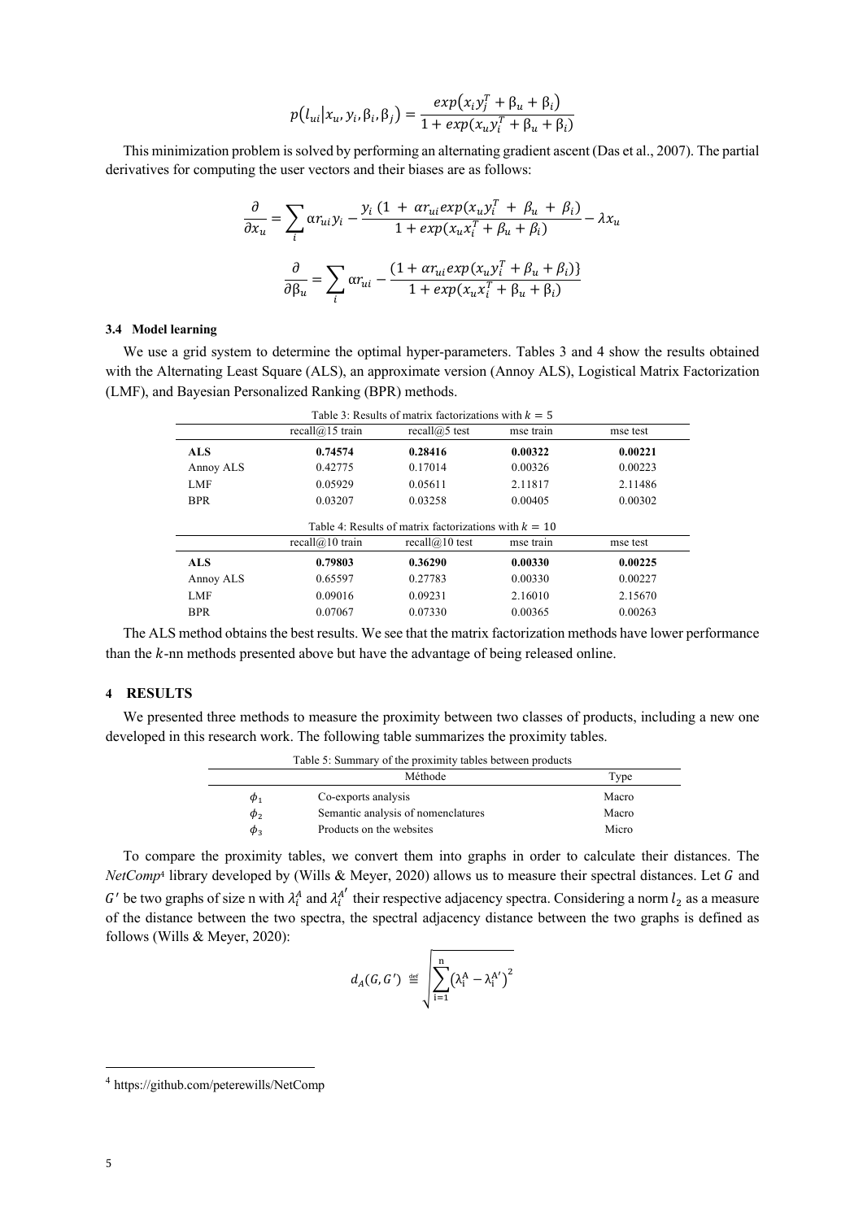$$p\left(l_{ui} \middle| x_u, y_i, \beta_i, \beta_j\right) = \frac{exp\left(x_i y_j^T + \beta_u + \beta_i\right)}{1 + exp\left(x_u y_i^T + \beta_u + \beta_i\right)}$$

This minimization problem is solved by performing an alternating gradient ascent (Das et al., 2007). The partial derivatives for computing the user vectors and their biases are as follows:

$$\frac{\partial}{\partial x_u} = \sum_i \alpha r_{ui} y_i - \frac{y_i \left(1 + \alpha r_{ui} exp(x_u y_i^T + \beta_u + \beta_i)\right)}{1 + exp(x_u x_i^T + \beta_u + \beta_i)} - \lambda x_u$$

$$\frac{\partial}{\partial \beta_u} = \sum_i \alpha r_{ui} - \frac{(1 + \alpha r_{ui} exp(x_u y_i^T + \beta_u + \beta_i)\}}{1 + exp(x_u x_i^T + \beta_u + \beta_i)}$$

### 3.4 Model learning

We use a grid system to determine the optimal hyper-parameters. Tables 3 and 4 show the results obtained with the Alternating Least Square (ALS), an approximate version (Annoy ALS), Logistical Matrix Factorization (LMF), and Bayesian Personalized Ranking (BPR) methods.

Table 3: Results of matrix factorizations with $k = 5$

| | recall@15 train | recall@5 test | mse train | mse test |
|---|---|---|---|---|
| **ALS** | **0.74574** | **0.28416** | **0.00322** | **0.00221** |
| Annoy ALS | 0.42775 | 0.17014 | 0.00326 | 0.00223 |
| LMF | 0.05929 | 0.05611 | 2.11817 | 2.11486 |
| BPR | 0.03207 | 0.03258 | 0.00405 | 0.00302 |

Table 4: Results of matrix factorizations with $k = 10$

| | recall@10 train | recall@10 test | mse train | mse test |
|---|---|---|---|---|
| **ALS** | **0.79803** | **0.36290** | **0.00330** | **0.00225** |
| Annoy ALS | 0.65597 | 0.27783 | 0.00330 | 0.00227 |
| LMF | 0.09016 | 0.09231 | 2.16010 | 2.15670 |
| BPR | 0.07067 | 0.07330 | 0.00365 | 0.00263 |

The ALS method obtains the best results. We see that the matrix factorization methods have lower performance than the $k$-nn methods presented above but have the advantage of being released online.

## 4 RESULTS

We presented three methods to measure the proximity between two classes of products, including a new one developed in this research work. The following table summarizes the proximity tables.

Table 5: Summary of the proximity tables between products

| | Méthode | Type |
|---|---|---|
| $\phi_1$ | Co-exports analysis | Macro |
| $\phi_2$ | Semantic analysis of nomenclatures | Macro |
| $\phi_3$ | Products on the websites | Micro |

To compare the proximity tables, we convert them into graphs in order to calculate their distances. The *NetComp*[4] library developed by (Wills & Meyer, 2020) allows us to measure their spectral distances. Let $G$ and $G'$ be two graphs of size n with $\lambda_i^A$ and $\lambda_i^{A'}$ their respective adjacency spectra. Considering a norm $l_2$ as a measure of the distance between the two spectra, the spectral adjacency distance between the two graphs is defined as follows (Wills & Meyer, 2020):

$$d_A(G, G') \stackrel{\text{def}}{=} \sqrt{\sum_{i=1}^{n} \left(\lambda_i^A - \lambda_i^{A'}\right)^2}$$

[4] https://github.com/peterewills/NetComp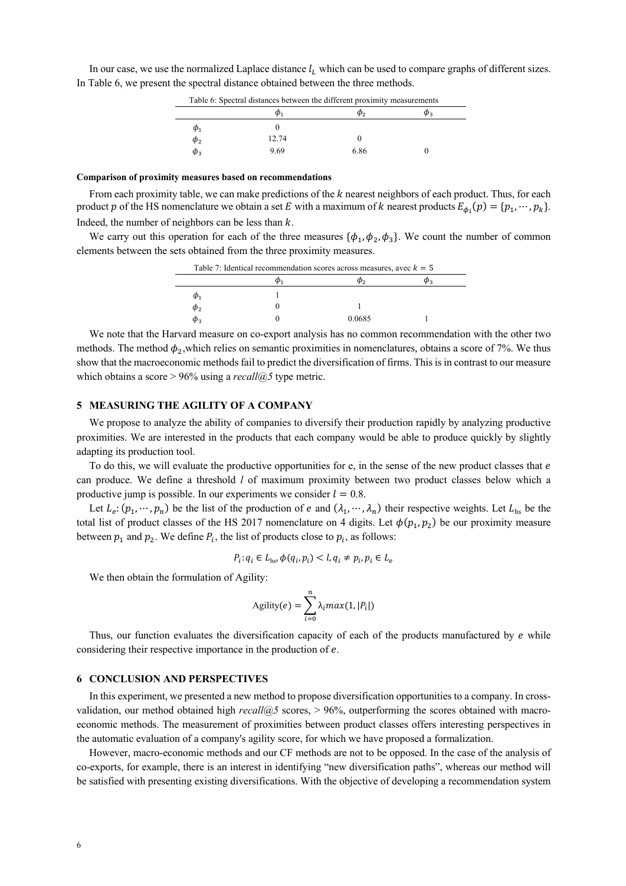In our case, we use the normalized Laplace distance $l_L$ which can be used to compare graphs of different sizes. In Table 6, we present the spectral distance obtained between the three methods.

Table 6: Spectral distances between the different proximity measurements

| | $\phi_1$ | $\phi_2$ | $\phi_3$ |
|---|---|---|---|
| $\phi_1$ | 0 | | |
| $\phi_2$ | 12.74 | 0 | |
| $\phi_3$ | 9.69 | 6.86 | 0 |

**Comparison of proximity measures based on recommendations**

From each proximity table, we can make predictions of the $k$ nearest neighbors of each product. Thus, for each product $p$ of the HS nomenclature we obtain a set $E$ with a maximum of $k$ nearest products $E_{\phi_i}(p) = \{p_1, \cdots, p_k\}$. Indeed, the number of neighbors can be less than $k$.

We carry out this operation for each of the three measures $\{\phi_1, \phi_2, \phi_3\}$. We count the number of common elements between the sets obtained from the three proximity measures.

Table 7: Identical recommendation scores across measures, avec $k = 5$

| | $\phi_1$ | $\phi_2$ | $\phi_3$ |
|---|---|---|---|
| $\phi_1$ | 1 | | |
| $\phi_2$ | 0 | 1 | |
| $\phi_3$ | 0 | 0.0685 | 1 |

We note that the Harvard measure on co-export analysis has no common recommendation with the other two methods. The method $\phi_2$,which relies on semantic proximities in nomenclatures, obtains a score of 7%. We thus show that the macroeconomic methods fail to predict the diversification of firms. This is in contrast to our measure which obtains a score > 96% using a *recall@5* type metric.

## 5 MEASURING THE AGILITY OF A COMPANY

We propose to analyze the ability of companies to diversify their production rapidly by analyzing productive proximities. We are interested in the products that each company would be able to produce quickly by slightly adapting its production tool.

To do this, we will evaluate the productive opportunities for e, in the sense of the new product classes that $e$ can produce. We define a threshold $l$ of maximum proximity between two product classes below which a productive jump is possible. In our experiments we consider $l = 0.8$.

Let $L_e$: $(p_1, \cdots, p_n)$ be the list of the production of $e$ and $(\lambda_1, \cdots, \lambda_n)$ their respective weights. Let $L_{\text{hs}}$ be the total list of product classes of the HS 2017 nomenclature on 4 digits. Let $\phi(p_1, p_2)$ be our proximity measure between $p_1$ and $p_2$. We define $P_i$, the list of products close to $p_i$, as follows:

$$P_i : q_i \in L_{\text{hs}}, \phi(q_i, p_i) < l, q_i \neq p_i, p_i \in L_e$$

We then obtain the formulation of Agility:

$$\text{Agility}(e) = \sum_{i=0}^{n} \lambda_i max(1, |P_i|)$$

Thus, our function evaluates the diversification capacity of each of the products manufactured by $e$ while considering their respective importance in the production of $e$.

## 6 CONCLUSION AND PERSPECTIVES

In this experiment, we presented a new method to propose diversification opportunities to a company. In cross-validation, our method obtained high *recall@5* scores, > 96%, outperforming the scores obtained with macro-economic methods. The measurement of proximities between product classes offers interesting perspectives in the automatic evaluation of a company's agility score, for which we have proposed a formalization.

However, macro-economic methods and our CF methods are not to be opposed. In the case of the analysis of co-exports, for example, there is an interest in identifying "new diversification paths", whereas our method will be satisfied with presenting existing diversifications. With the objective of developing a recommendation system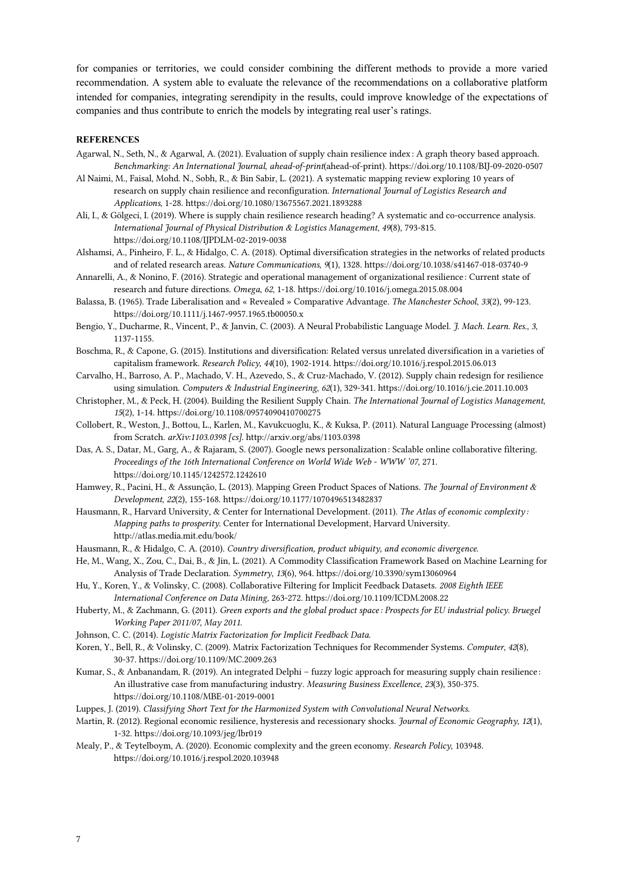for companies or territories, we could consider combining the different methods to provide a more varied recommendation. A system able to evaluate the relevance of the recommendations on a collaborative platform intended for companies, integrating serendipity in the results, could improve knowledge of the expectations of companies and thus contribute to enrich the models by integrating real user's ratings.

## REFERENCES

Agarwal, N., Seth, N., & Agarwal, A. (2021). Evaluation of supply chain resilience index : A graph theory based approach. *Benchmarking: An International Journal*, *ahead-of-print*(ahead-of-print). https://doi.org/10.1108/BIJ-09-2020-0507

Al Naimi, M., Faisal, Mohd. N., Sobh, R., & Bin Sabir, L. (2021). A systematic mapping review exploring 10 years of research on supply chain resilience and reconfiguration. *International Journal of Logistics Research and Applications*, 1-28. https://doi.org/10.1080/13675567.2021.1893288

Ali, I., & Gölgeci, I. (2019). Where is supply chain resilience research heading? A systematic and co-occurrence analysis. *International Journal of Physical Distribution & Logistics Management*, *49*(8), 793-815. https://doi.org/10.1108/IJPDLM-02-2019-0038

Alshamsi, A., Pinheiro, F. L., & Hidalgo, C. A. (2018). Optimal diversification strategies in the networks of related products and of related research areas. *Nature Communications*, *9*(1), 1328. https://doi.org/10.1038/s41467-018-03740-9

Annarelli, A., & Nonino, F. (2016). Strategic and operational management of organizational resilience : Current state of research and future directions. *Omega*, *62*, 1-18. https://doi.org/10.1016/j.omega.2015.08.004

Balassa, B. (1965). Trade Liberalisation and « Revealed » Comparative Advantage. *The Manchester School*, *33*(2), 99-123. https://doi.org/10.1111/j.1467-9957.1965.tb00050.x

Bengio, Y., Ducharme, R., Vincent, P., & Janvin, C. (2003). A Neural Probabilistic Language Model. *J. Mach. Learn. Res.*, *3*, 1137-1155.

Boschma, R., & Capone, G. (2015). Institutions and diversification: Related versus unrelated diversification in a varieties of capitalism framework. *Research Policy*, *44*(10), 1902-1914. https://doi.org/10.1016/j.respol.2015.06.013

Carvalho, H., Barroso, A. P., Machado, V. H., Azevedo, S., & Cruz-Machado, V. (2012). Supply chain redesign for resilience using simulation. *Computers & Industrial Engineering*, *62*(1), 329-341. https://doi.org/10.1016/j.cie.2011.10.003

Christopher, M., & Peck, H. (2004). Building the Resilient Supply Chain. *The International Journal of Logistics Management*, *15*(2), 1-14. https://doi.org/10.1108/09574090410700275

Collobert, R., Weston, J., Bottou, L., Karlen, M., Kavukcuoglu, K., & Kuksa, P. (2011). Natural Language Processing (almost) from Scratch. *arXiv:1103.0398 [cs]*. http://arxiv.org/abs/1103.0398

Das, A. S., Datar, M., Garg, A., & Rajaram, S. (2007). Google news personalization : Scalable online collaborative filtering. *Proceedings of the 16th International Conference on World Wide Web - WWW '07*, 271. https://doi.org/10.1145/1242572.1242610

Hamwey, R., Pacini, H., & Assunção, L. (2013). Mapping Green Product Spaces of Nations. *The Journal of Environment & Development*, *22*(2), 155-168. https://doi.org/10.1177/1070496513482837

Hausmann, R., Harvard University, & Center for International Development. (2011). *The Atlas of economic complexity : Mapping paths to prosperity*. Center for International Development, Harvard University. http://atlas.media.mit.edu/book/

Hausmann, R., & Hidalgo, C. A. (2010). *Country diversification, product ubiquity, and economic divergence*.

He, M., Wang, X., Zou, C., Dai, B., & Jin, L. (2021). A Commodity Classification Framework Based on Machine Learning for Analysis of Trade Declaration. *Symmetry*, *13*(6), 964. https://doi.org/10.3390/sym13060964

Hu, Y., Koren, Y., & Volinsky, C. (2008). Collaborative Filtering for Implicit Feedback Datasets. *2008 Eighth IEEE International Conference on Data Mining*, 263-272. https://doi.org/10.1109/ICDM.2008.22

Huberty, M., & Zachmann, G. (2011). *Green exports and the global product space : Prospects for EU industrial policy. Bruegel Working Paper 2011/07, May 2011*.

Johnson, C. C. (2014). *Logistic Matrix Factorization for Implicit Feedback Data*.

Koren, Y., Bell, R., & Volinsky, C. (2009). Matrix Factorization Techniques for Recommender Systems. *Computer*, *42*(8), 30-37. https://doi.org/10.1109/MC.2009.263

Kumar, S., & Anbanandam, R. (2019). An integrated Delphi – fuzzy logic approach for measuring supply chain resilience : An illustrative case from manufacturing industry. *Measuring Business Excellence*, *23*(3), 350-375. https://doi.org/10.1108/MBE-01-2019-0001

Luppes, J. (2019). *Classifying Short Text for the Harmonized System with Convolutional Neural Networks*.

Martin, R. (2012). Regional economic resilience, hysteresis and recessionary shocks. *Journal of Economic Geography*, *12*(1), 1-32. https://doi.org/10.1093/jeg/lbr019

Mealy, P., & Teytelboym, A. (2020). Economic complexity and the green economy. *Research Policy*, 103948. https://doi.org/10.1016/j.respol.2020.103948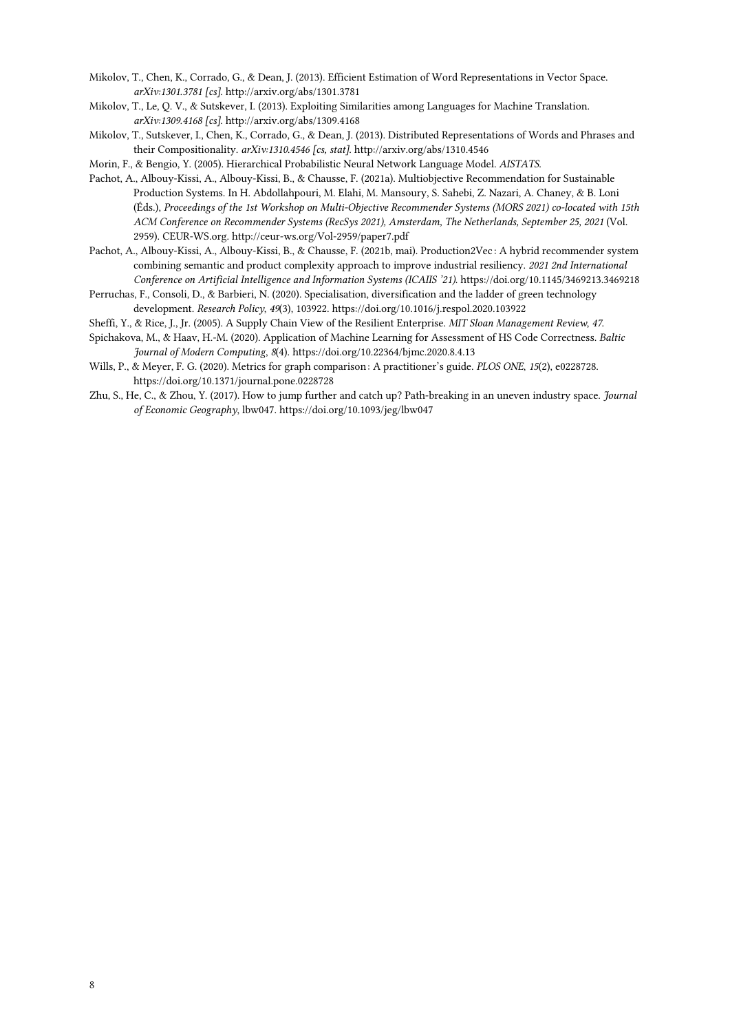Mikolov, T., Chen, K., Corrado, G., & Dean, J. (2013). Efficient Estimation of Word Representations in Vector Space. *arXiv:1301.3781 [cs]*. http://arxiv.org/abs/1301.3781

Mikolov, T., Le, Q. V., & Sutskever, I. (2013). Exploiting Similarities among Languages for Machine Translation. *arXiv:1309.4168 [cs]*. http://arxiv.org/abs/1309.4168

Mikolov, T., Sutskever, I., Chen, K., Corrado, G., & Dean, J. (2013). Distributed Representations of Words and Phrases and their Compositionality. *arXiv:1310.4546 [cs, stat]*. http://arxiv.org/abs/1310.4546

Morin, F., & Bengio, Y. (2005). Hierarchical Probabilistic Neural Network Language Model. *AISTATS*.

Pachot, A., Albouy-Kissi, A., Albouy-Kissi, B., & Chausse, F. (2021a). Multiobjective Recommendation for Sustainable Production Systems. In H. Abdollahpouri, M. Elahi, M. Mansoury, S. Sahebi, Z. Nazari, A. Chaney, & B. Loni (Éds.), *Proceedings of the 1st Workshop on Multi-Objective Recommender Systems (MORS 2021) co-located with 15th ACM Conference on Recommender Systems (RecSys 2021), Amsterdam, The Netherlands, September 25, 2021* (Vol. 2959). CEUR-WS.org. http://ceur-ws.org/Vol-2959/paper7.pdf

Pachot, A., Albouy-Kissi, A., Albouy-Kissi, B., & Chausse, F. (2021b, mai). Production2Vec : A hybrid recommender system combining semantic and product complexity approach to improve industrial resiliency. *2021 2nd International Conference on Artificial Intelligence and Information Systems (ICAIIS '21)*. https://doi.org/10.1145/3469213.3469218

Perruchas, F., Consoli, D., & Barbieri, N. (2020). Specialisation, diversification and the ladder of green technology development. *Research Policy*, *49*(3), 103922. https://doi.org/10.1016/j.respol.2020.103922

Sheffi, Y., & Rice, J., Jr. (2005). A Supply Chain View of the Resilient Enterprise. *MIT Sloan Management Review*, *47*.

Spichakova, M., & Haav, H.-M. (2020). Application of Machine Learning for Assessment of HS Code Correctness. *Baltic Journal of Modern Computing*, *8*(4). https://doi.org/10.22364/bjmc.2020.8.4.13

Wills, P., & Meyer, F. G. (2020). Metrics for graph comparison : A practitioner's guide. *PLOS ONE*, *15*(2), e0228728. https://doi.org/10.1371/journal.pone.0228728

Zhu, S., He, C., & Zhou, Y. (2017). How to jump further and catch up? Path-breaking in an uneven industry space. *Journal of Economic Geography*, lbw047. https://doi.org/10.1093/jeg/lbw047